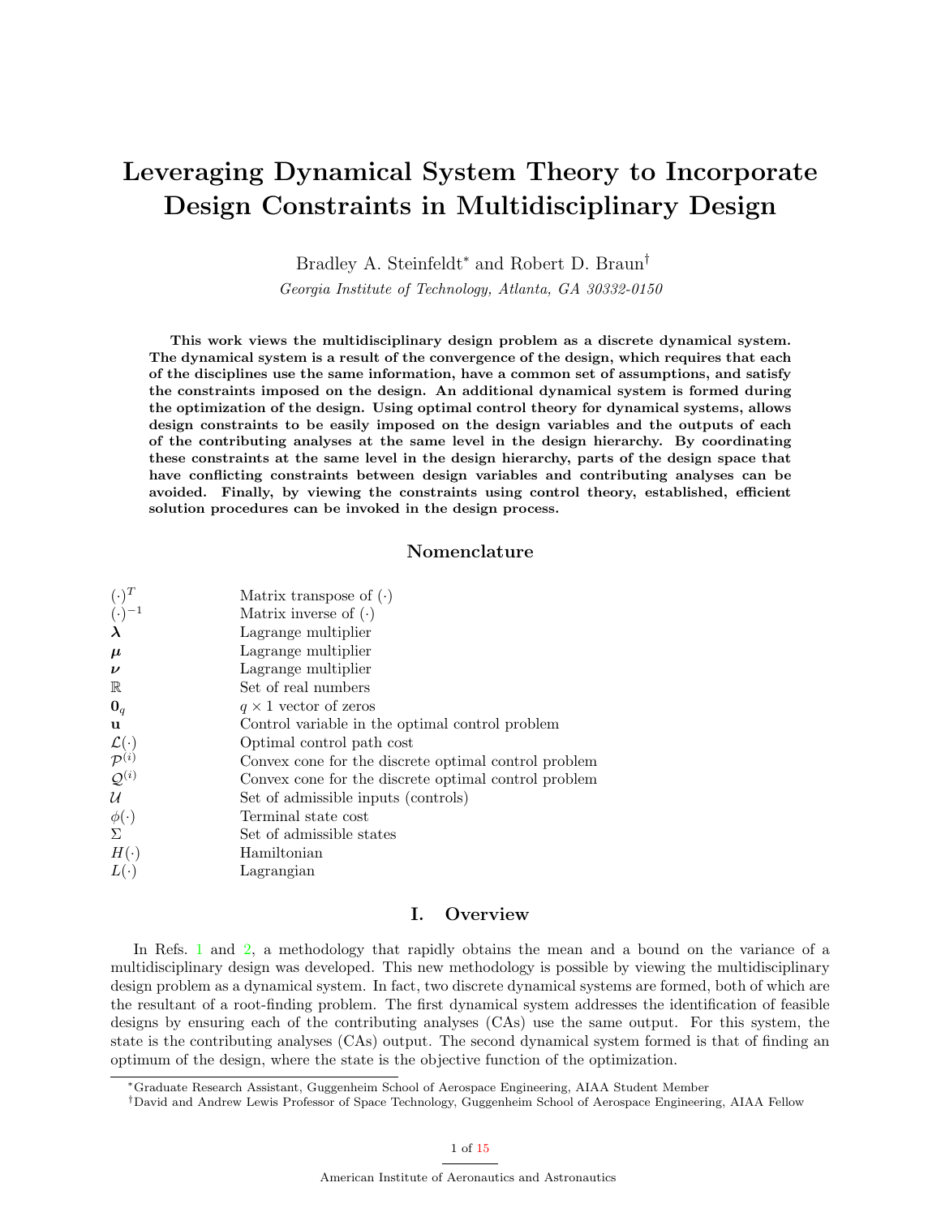# Leveraging Dynamical System Theory to Incorporate Design Constraints in Multidisciplinary Design

Bradley A. Steinfeldt* and Robert D. Braun†

*Georgia Institute of Technology, Atlanta, GA 30332-0150*

**This work views the multidisciplinary design problem as a discrete dynamical system. The dynamical system is a result of the convergence of the design, which requires that each of the disciplines use the same information, have a common set of assumptions, and satisfy the constraints imposed on the design. An additional dynamical system is formed during the optimization of the design. Using optimal control theory for dynamical systems, allows design constraints to be easily imposed on the design variables and the outputs of each of the contributing analyses at the same level in the design hierarchy. By coordinating these constraints at the same level in the design hierarchy, parts of the design space that have conflicting constraints between design variables and contributing analyses can be avoided. Finally, by viewing the constraints using control theory, established, efficient solution procedures can be invoked in the design process.**

## Nomenclature

| | |
|---|---|
| $(\cdot)^T$ | Matrix transpose of $(\cdot)$ |
| $(\cdot)^{-1}$ | Matrix inverse of $(\cdot)$ |
| $\boldsymbol{\lambda}$ | Lagrange multiplier |
| $\boldsymbol{\mu}$ | Lagrange multiplier |
| $\boldsymbol{\nu}$ | Lagrange multiplier |
| $\mathbb{R}$ | Set of real numbers |
| $\mathbf{0}_q$ | $q \times 1$ vector of zeros |
| $\mathbf{u}$ | Control variable in the optimal control problem |
| $\mathcal{L}(\cdot)$ | Optimal control path cost |
| $\mathcal{P}^{(i)}$ | Convex cone for the discrete optimal control problem |
| $\mathcal{Q}^{(i)}$ | Convex cone for the discrete optimal control problem |
| $\mathcal{U}$ | Set of admissible inputs (controls) |
| $\phi(\cdot)$ | Terminal state cost |
| $\Sigma$ | Set of admissible states |
| $H(\cdot)$ | Hamiltonian |
| $L(\cdot)$ | Lagrangian |

## I. Overview

In Refs. 1 and 2, a methodology that rapidly obtains the mean and a bound on the variance of a multidisciplinary design was developed. This new methodology is possible by viewing the multidisciplinary design problem as a dynamical system. In fact, two discrete dynamical systems are formed, both of which are the resultant of a root-finding problem. The first dynamical system addresses the identification of feasible designs by ensuring each of the contributing analyses (CAs) use the same output. For this system, the state is the contributing analyses (CAs) output. The second dynamical system formed is that of finding an optimum of the design, where the state is the objective function of the optimization.

*Graduate Research Assistant, Guggenheim School of Aerospace Engineering, AIAA Student Member

†David and Andrew Lewis Professor of Space Technology, Guggenheim School of Aerospace Engineering, AIAA Fellow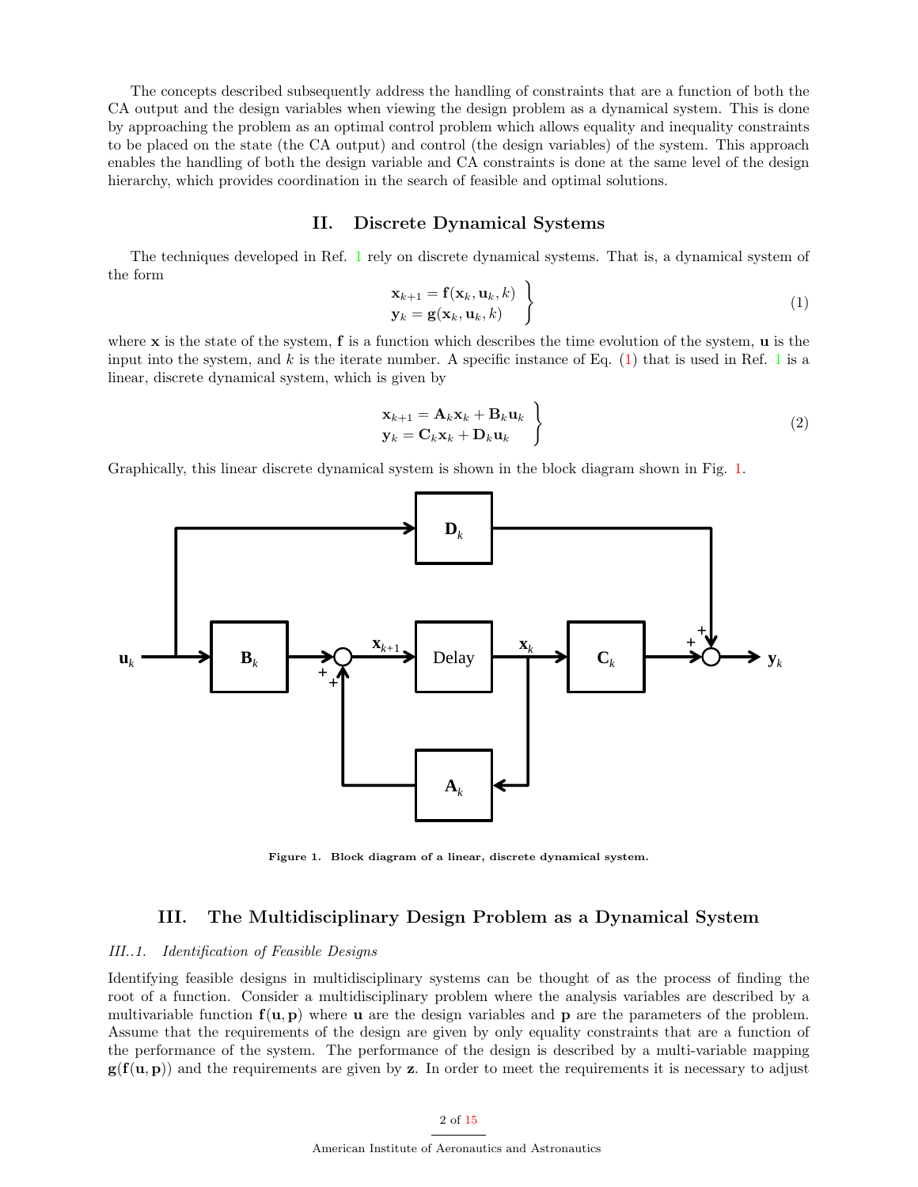The concepts described subsequently address the handling of constraints that are a function of both the CA output and the design variables when viewing the design problem as a dynamical system. This is done by approaching the problem as an optimal control problem which allows equality and inequality constraints to be placed on the state (the CA output) and control (the design variables) of the system. This approach enables the handling of both the design variable and CA constraints is done at the same level of the design hierarchy, which provides coordination in the search of feasible and optimal solutions.

## II. Discrete Dynamical Systems

The techniques developed in Ref. 1 rely on discrete dynamical systems. That is, a dynamical system of the form

$$\left.\begin{aligned}\mathbf{x}_{k+1} &= \mathbf{f}(\mathbf{x}_k, \mathbf{u}_k, k)\\ \mathbf{y}_k &= \mathbf{g}(\mathbf{x}_k, \mathbf{u}_k, k)\end{aligned}\right\} \tag{1}$$

where $\mathbf{x}$ is the state of the system, $\mathbf{f}$ is a function which describes the time evolution of the system, $\mathbf{u}$ is the input into the system, and $k$ is the iterate number. A specific instance of Eq. (1) that is used in Ref. 1 is a linear, discrete dynamical system, which is given by

$$\left.\begin{aligned}\mathbf{x}_{k+1} &= \mathbf{A}_k\mathbf{x}_k + \mathbf{B}_k\mathbf{u}_k\\ \mathbf{y}_k &= \mathbf{C}_k\mathbf{x}_k + \mathbf{D}_k\mathbf{u}_k\end{aligned}\right\} \tag{2}$$

Graphically, this linear discrete dynamical system is shown in the block diagram shown in Fig. 1.

Figure 1. Block diagram of a linear, discrete dynamical system.

## III. The Multidisciplinary Design Problem as a Dynamical System

### III..1. Identification of Feasible Designs

Identifying feasible designs in multidisciplinary systems can be thought of as the process of finding the root of a function. Consider a multidisciplinary problem where the analysis variables are described by a multivariable function $\mathbf{f}(\mathbf{u}, \mathbf{p})$ where $\mathbf{u}$ are the design variables and $\mathbf{p}$ are the parameters of the problem. Assume that the requirements of the design are given by only equality constraints that are a function of the performance of the system. The performance of the design is described by a multi-variable mapping $\mathbf{g}(\mathbf{f}(\mathbf{u}, \mathbf{p}))$ and the requirements are given by $\mathbf{z}$. In order to meet the requirements it is necessary to adjust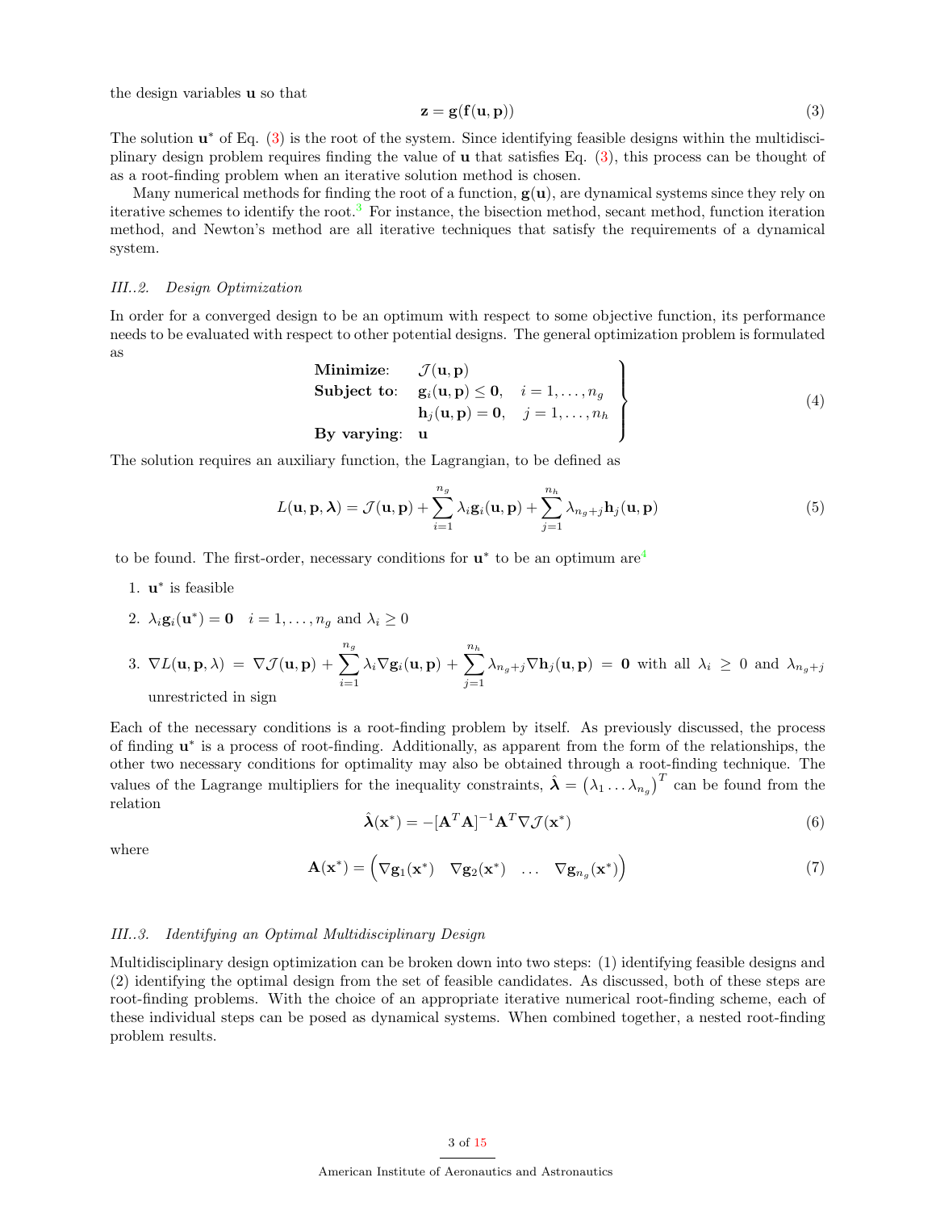the design variables $\mathbf{u}$ so that

$$\mathbf{z} = \mathbf{g}(\mathbf{f}(\mathbf{u}, \mathbf{p})) \tag{3}$$

The solution $\mathbf{u}^*$ of Eq. (3) is the root of the system. Since identifying feasible designs within the multidisciplinary design problem requires finding the value of $\mathbf{u}$ that satisfies Eq. (3), this process can be thought of as a root-finding problem when an iterative solution method is chosen.

Many numerical methods for finding the root of a function, $\mathbf{g}(\mathbf{u})$, are dynamical systems since they rely on iterative schemes to identify the root.[3] For instance, the bisection method, secant method, function iteration method, and Newton's method are all iterative techniques that satisfy the requirements of a dynamical system.

### III..2. *Design Optimization*

In order for a converged design to be an optimum with respect to some objective function, its performance needs to be evaluated with respect to other potential designs. The general optimization problem is formulated as

$$\left.\begin{array}{ll}\textbf{Minimize:} & \mathcal{J}(\mathbf{u}, \mathbf{p}) \\ \textbf{Subject to:} & \mathbf{g}_i(\mathbf{u}, \mathbf{p}) \leq \mathbf{0}, \quad i = 1, \ldots, n_g \\ & \mathbf{h}_j(\mathbf{u}, \mathbf{p}) = \mathbf{0}, \quad j = 1, \ldots, n_h \\ \textbf{By varying:} & \mathbf{u}\end{array}\right\} \tag{4}$$

The solution requires an auxiliary function, the Lagrangian, to be defined as

$$L(\mathbf{u}, \mathbf{p}, \boldsymbol{\lambda}) = \mathcal{J}(\mathbf{u}, \mathbf{p}) + \sum_{i=1}^{n_g} \lambda_i \mathbf{g}_i(\mathbf{u}, \mathbf{p}) + \sum_{j=1}^{n_h} \lambda_{n_g+j} \mathbf{h}_j(\mathbf{u}, \mathbf{p}) \tag{5}$$

to be found. The first-order, necessary conditions for $\mathbf{u}^*$ to be an optimum are[4]

1. $\mathbf{u}^*$ is feasible
2. $\lambda_i \mathbf{g}_i(\mathbf{u}^*) = \mathbf{0} \quad i = 1, \ldots, n_g$ and $\lambda_i \geq 0$
3. $\nabla L(\mathbf{u}, \mathbf{p}, \lambda) = \nabla \mathcal{J}(\mathbf{u}, \mathbf{p}) + \sum_{i=1}^{n_g} \lambda_i \nabla \mathbf{g}_i(\mathbf{u}, \mathbf{p}) + \sum_{j=1}^{n_h} \lambda_{n_g+j} \nabla \mathbf{h}_j(\mathbf{u}, \mathbf{p}) = \mathbf{0}$ with all $\lambda_i \geq 0$ and $\lambda_{n_g+j}$ unrestricted in sign

Each of the necessary conditions is a root-finding problem by itself. As previously discussed, the process of finding $\mathbf{u}^*$ is a process of root-finding. Additionally, as apparent from the form of the relationships, the other two necessary conditions for optimality may also be obtained through a root-finding technique. The values of the Lagrange multipliers for the inequality constraints, $\hat{\boldsymbol{\lambda}} = \begin{pmatrix}\lambda_1 \ldots \lambda_{n_g}\end{pmatrix}^T$ can be found from the relation

$$\hat{\boldsymbol{\lambda}}(\mathbf{x}^*) = -[\mathbf{A}^T \mathbf{A}]^{-1} \mathbf{A}^T \nabla \mathcal{J}(\mathbf{x}^*) \tag{6}$$

where

$$\mathbf{A}(\mathbf{x}^*) = \begin{pmatrix}\nabla \mathbf{g}_1(\mathbf{x}^*) & \nabla \mathbf{g}_2(\mathbf{x}^*) & \ldots & \nabla \mathbf{g}_{n_g}(\mathbf{x}^*)\end{pmatrix} \tag{7}$$

### III..3. *Identifying an Optimal Multidisciplinary Design*

Multidisciplinary design optimization can be broken down into two steps: (1) identifying feasible designs and (2) identifying the optimal design from the set of feasible candidates. As discussed, both of these steps are root-finding problems. With the choice of an appropriate iterative numerical root-finding scheme, each of these individual steps can be posed as dynamical systems. When combined together, a nested root-finding problem results.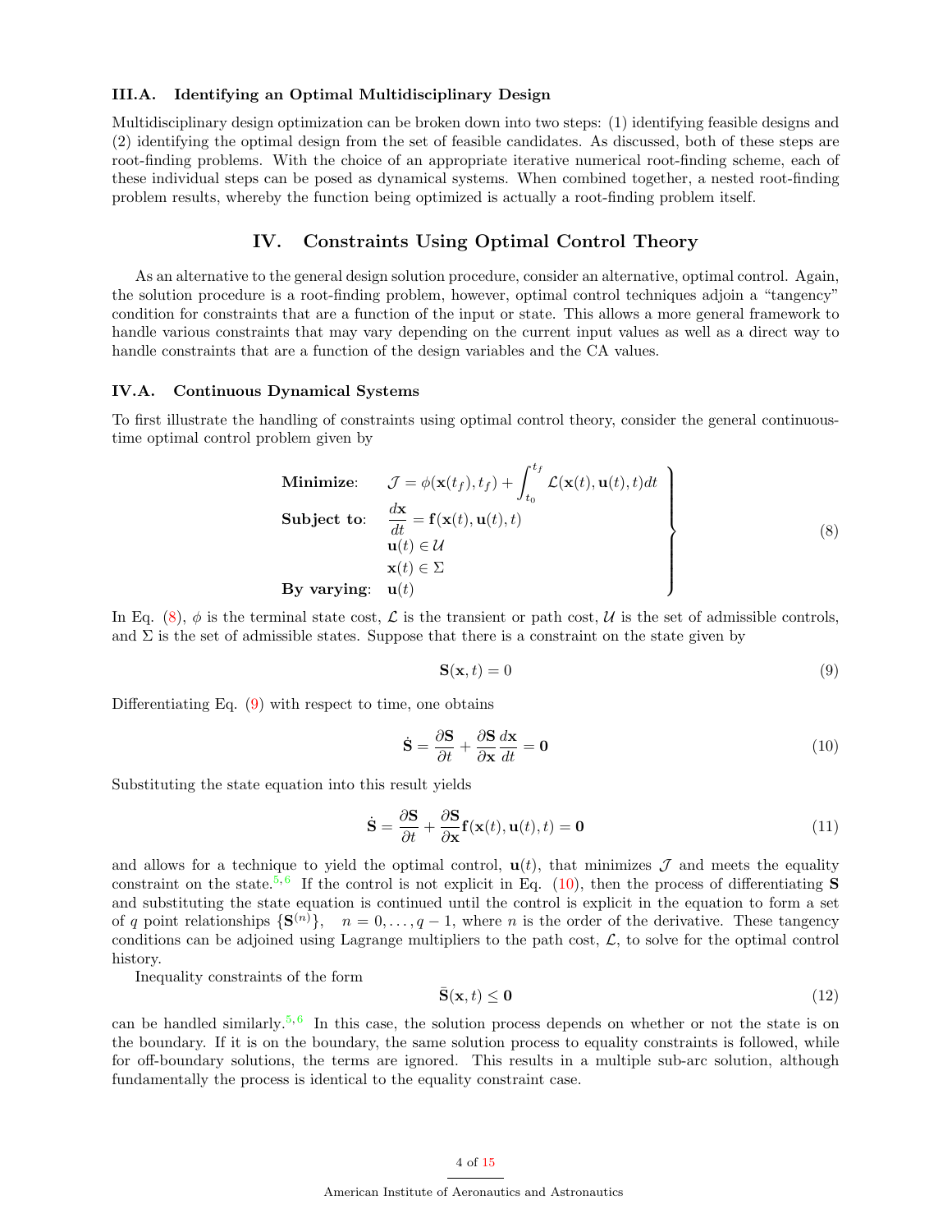### III.A. Identifying an Optimal Multidisciplinary Design

Multidisciplinary design optimization can be broken down into two steps: (1) identifying feasible designs and (2) identifying the optimal design from the set of feasible candidates. As discussed, both of these steps are root-finding problems. With the choice of an appropriate iterative numerical root-finding scheme, each of these individual steps can be posed as dynamical systems. When combined together, a nested root-finding problem results, whereby the function being optimized is actually a root-finding problem itself.

## IV. Constraints Using Optimal Control Theory

As an alternative to the general design solution procedure, consider an alternative, optimal control. Again, the solution procedure is a root-finding problem, however, optimal control techniques adjoin a "tangency" condition for constraints that are a function of the input or state. This allows a more general framework to handle various constraints that may vary depending on the current input values as well as a direct way to handle constraints that are a function of the design variables and the CA values.

### IV.A. Continuous Dynamical Systems

To first illustrate the handling of constraints using optimal control theory, consider the general continuous-time optimal control problem given by

$$
\left.
\begin{aligned}
&\textbf{Minimize}: && \mathcal{J} = \phi(\mathbf{x}(t_f), t_f) + \int_{t_0}^{t_f} \mathcal{L}(\mathbf{x}(t), \mathbf{u}(t), t) dt \\
&\textbf{Subject to}: && \frac{d\mathbf{x}}{dt} = \mathbf{f}(\mathbf{x}(t), \mathbf{u}(t), t) \\
& && \mathbf{u}(t) \in \mathcal{U} \\
& && \mathbf{x}(t) \in \Sigma \\
&\textbf{By varying}: && \mathbf{u}(t)
\end{aligned}
\right\} \tag{8}
$$

In Eq. (8), $\phi$ is the terminal state cost, $\mathcal{L}$ is the transient or path cost, $\mathcal{U}$ is the set of admissible controls, and $\Sigma$ is the set of admissible states. Suppose that there is a constraint on the state given by

$$
\mathbf{S}(\mathbf{x}, t) = 0 \tag{9}
$$

Differentiating Eq. (9) with respect to time, one obtains

$$
\dot{\mathbf{S}} = \frac{\partial \mathbf{S}}{\partial t} + \frac{\partial \mathbf{S}}{\partial \mathbf{x}} \frac{d\mathbf{x}}{dt} = \mathbf{0} \tag{10}
$$

Substituting the state equation into this result yields

$$
\dot{\mathbf{S}} = \frac{\partial \mathbf{S}}{\partial t} + \frac{\partial \mathbf{S}}{\partial \mathbf{x}} \mathbf{f}(\mathbf{x}(t), \mathbf{u}(t), t) = \mathbf{0} \tag{11}
$$

and allows for a technique to yield the optimal control, $\mathbf{u}(t)$, that minimizes $\mathcal{J}$ and meets the equality constraint on the state.[5,6] If the control is not explicit in Eq. (10), then the process of differentiating $\mathbf{S}$ and substituting the state equation is continued until the control is explicit in the equation to form a set of $q$ point relationships $\{\mathbf{S}^{(n)}\}$, $\quad n = 0, \ldots, q-1$, where $n$ is the order of the derivative. These tangency conditions can be adjoined using Lagrange multipliers to the path cost, $\mathcal{L}$, to solve for the optimal control history.

Inequality constraints of the form

$$
\bar{\mathbf{S}}(\mathbf{x}, t) \leq \mathbf{0} \tag{12}
$$

can be handled similarly.[5,6] In this case, the solution process depends on whether or not the state is on the boundary. If it is on the boundary, the same solution process to equality constraints is followed, while for off-boundary solutions, the terms are ignored. This results in a multiple sub-arc solution, although fundamentally the process is identical to the equality constraint case.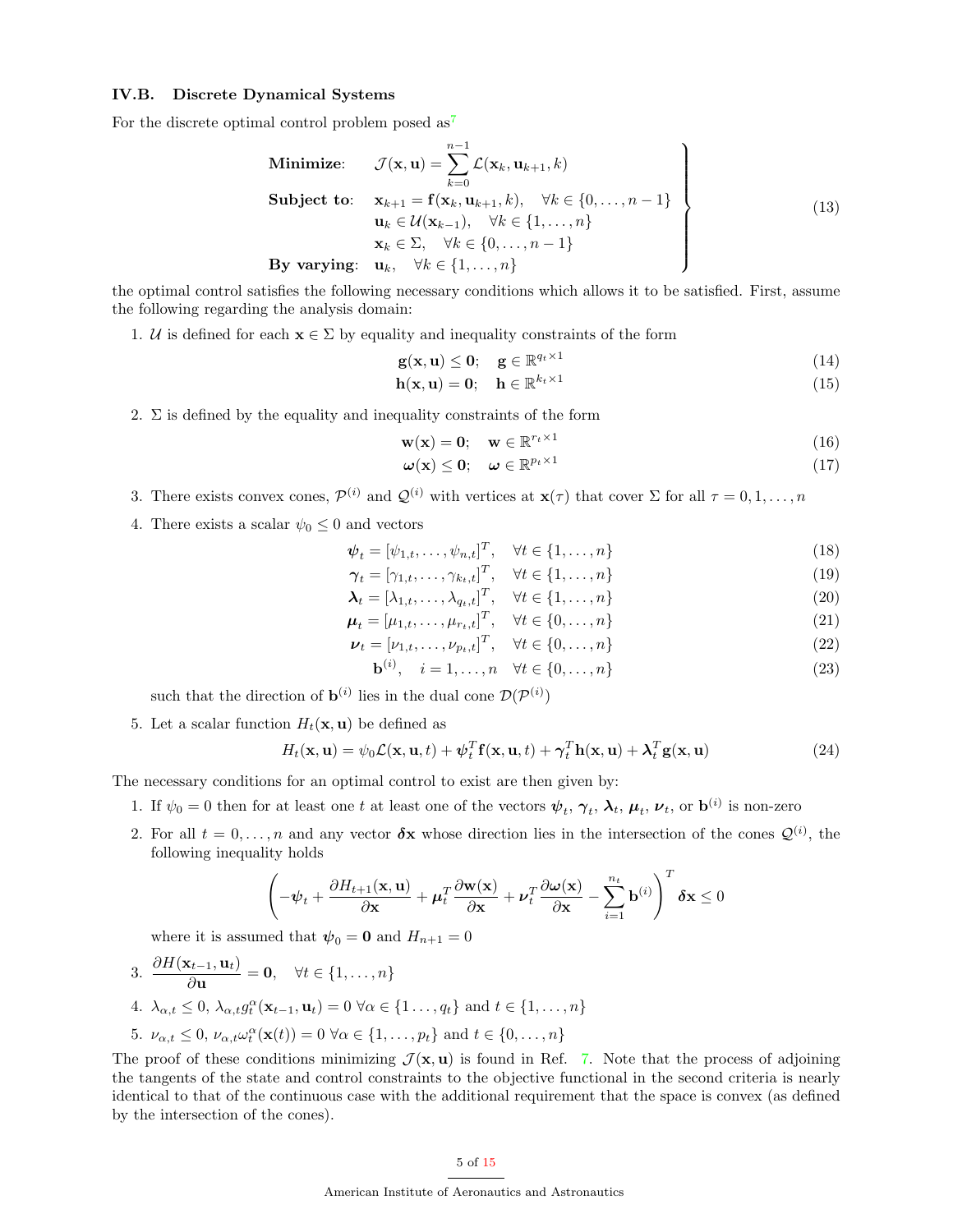### IV.B. Discrete Dynamical Systems

For the discrete optimal control problem posed as[7]

$$
\left.\begin{array}{ll}
\textbf{Minimize:} & \mathcal{J}(\mathbf{x}, \mathbf{u}) = \sum_{k=0}^{n-1} \mathcal{L}(\mathbf{x}_k, \mathbf{u}_{k+1}, k) \\
\textbf{Subject to:} & \mathbf{x}_{k+1} = \mathbf{f}(\mathbf{x}_k, \mathbf{u}_{k+1}, k), \quad \forall k \in \{0, \ldots, n-1\} \\
 & \mathbf{u}_k \in \mathcal{U}(\mathbf{x}_{k-1}), \quad \forall k \in \{1, \ldots, n\} \\
 & \mathbf{x}_k \in \Sigma, \quad \forall k \in \{0, \ldots, n-1\} \\
\textbf{By varying:} & \mathbf{u}_k, \quad \forall k \in \{1, \ldots, n\}
\end{array}\right\} \tag{13}
$$

the optimal control satisfies the following necessary conditions which allows it to be satisfied. First, assume the following regarding the analysis domain:

1. $\mathcal{U}$ is defined for each $\mathbf{x} \in \Sigma$ by equality and inequality constraints of the form

$$\mathbf{g}(\mathbf{x}, \mathbf{u}) \leq \mathbf{0}; \quad \mathbf{g} \in \mathbb{R}^{q_t \times 1} \tag{14}$$

$$\mathbf{h}(\mathbf{x}, \mathbf{u}) = \mathbf{0}; \quad \mathbf{h} \in \mathbb{R}^{k_t \times 1} \tag{15}$$

2. $\Sigma$ is defined by the equality and inequality constraints of the form

$$\mathbf{w}(\mathbf{x}) = \mathbf{0}; \quad \mathbf{w} \in \mathbb{R}^{r_t \times 1} \tag{16}$$

$$\boldsymbol{\omega}(\mathbf{x}) \leq \mathbf{0}; \quad \boldsymbol{\omega} \in \mathbb{R}^{p_t \times 1} \tag{17}$$

3. There exists convex cones, $\mathcal{P}^{(i)}$ and $\mathcal{Q}^{(i)}$ with vertices at $\mathbf{x}(\tau)$ that cover $\Sigma$ for all $\tau = 0, 1, \ldots, n$

4. There exists a scalar $\psi_0 \leq 0$ and vectors

$$\boldsymbol{\psi}_t = [\psi_{1,t}, \ldots, \psi_{n,t}]^T, \quad \forall t \in \{1, \ldots, n\} \tag{18}$$

$$\boldsymbol{\gamma}_t = [\gamma_{1,t}, \ldots, \gamma_{k_t,t}]^T, \quad \forall t \in \{1, \ldots, n\} \tag{19}$$

$$\boldsymbol{\lambda}_t = [\lambda_{1,t}, \ldots, \lambda_{q_t,t}]^T, \quad \forall t \in \{1, \ldots, n\} \tag{20}$$

$$\boldsymbol{\mu}_t = [\mu_{1,t}, \ldots, \mu_{r_t,t}]^T, \quad \forall t \in \{0, \ldots, n\} \tag{21}$$

$$\boldsymbol{\nu}_t = [\nu_{1,t}, \ldots, \nu_{p_t,t}]^T, \quad \forall t \in \{0, \ldots, n\} \tag{22}$$

$$\mathbf{b}^{(i)}, \quad i = 1, \ldots, n \quad \forall t \in \{0, \ldots, n\} \tag{23}$$

   such that the direction of $\mathbf{b}^{(i)}$ lies in the dual cone $\mathcal{D}(\mathcal{P}^{(i)})$

5. Let a scalar function $H_t(\mathbf{x}, \mathbf{u})$ be defined as

$$H_t(\mathbf{x}, \mathbf{u}) = \psi_0 \mathcal{L}(\mathbf{x}, \mathbf{u}, t) + \boldsymbol{\psi}_t^T \mathbf{f}(\mathbf{x}, \mathbf{u}, t) + \boldsymbol{\gamma}_t^T \mathbf{h}(\mathbf{x}, \mathbf{u}) + \boldsymbol{\lambda}_t^T \mathbf{g}(\mathbf{x}, \mathbf{u}) \tag{24}$$

The necessary conditions for an optimal control to exist are then given by:

1. If $\psi_0 = 0$ then for at least one $t$ at least one of the vectors $\boldsymbol{\psi}_t$, $\boldsymbol{\gamma}_t$, $\boldsymbol{\lambda}_t$, $\boldsymbol{\mu}_t$, $\boldsymbol{\nu}_t$, or $\mathbf{b}^{(i)}$ is non-zero

2. For all $t = 0, \ldots, n$ and any vector $\boldsymbol{\delta}\mathbf{x}$ whose direction lies in the intersection of the cones $\mathcal{Q}^{(i)}$, the following inequality holds

$$\left( -\boldsymbol{\psi}_t + \frac{\partial H_{t+1}(\mathbf{x}, \mathbf{u})}{\partial \mathbf{x}} + \boldsymbol{\mu}_t^T \frac{\partial \mathbf{w}(\mathbf{x})}{\partial \mathbf{x}} + \boldsymbol{\nu}_t^T \frac{\partial \boldsymbol{\omega}(\mathbf{x})}{\partial \mathbf{x}} - \sum_{i=1}^{n_t} \mathbf{b}^{(i)} \right)^T \boldsymbol{\delta}\mathbf{x} \leq 0$$

   where it is assumed that $\boldsymbol{\psi}_0 = \mathbf{0}$ and $H_{n+1} = 0$

3. $\dfrac{\partial H(\mathbf{x}_{t-1}, \mathbf{u}_t)}{\partial \mathbf{u}} = \mathbf{0}, \quad \forall t \in \{1, \ldots, n\}$

4. $\lambda_{\alpha,t} \leq 0$, $\lambda_{\alpha,t} g_t^{\alpha}(\mathbf{x}_{t-1}, \mathbf{u}_t) = 0$ $\forall \alpha \in \{1 \ldots, q_t\}$ and $t \in \{1, \ldots, n\}$

5. $\nu_{\alpha,t} \leq 0$, $\nu_{\alpha,t} \omega_t^{\alpha}(\mathbf{x}(t)) = 0$ $\forall \alpha \in \{1, \ldots, p_t\}$ and $t \in \{0, \ldots, n\}$

The proof of these conditions minimizing $\mathcal{J}(\mathbf{x}, \mathbf{u})$ is found in Ref. 7. Note that the process of adjoining the tangents of the state and control constraints to the objective functional in the second criteria is nearly identical to that of the continuous case with the additional requirement that the space is convex (as defined by the intersection of the cones).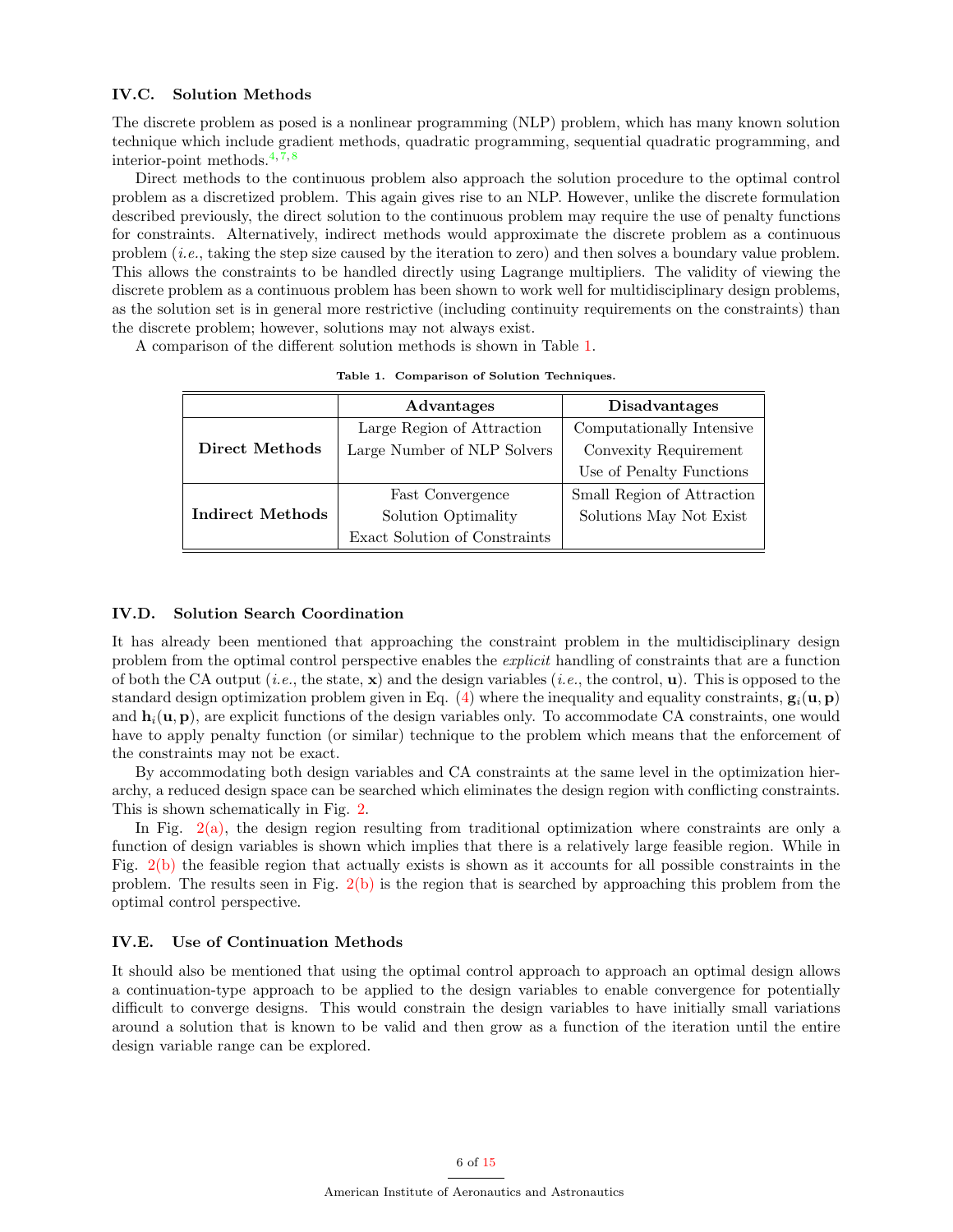### IV.C. Solution Methods

The discrete problem as posed is a nonlinear programming (NLP) problem, which has many known solution technique which include gradient methods, quadratic programming, sequential quadratic programming, and interior-point methods.[4,7,8]

Direct methods to the continuous problem also approach the solution procedure to the optimal control problem as a discretized problem. This again gives rise to an NLP. However, unlike the discrete formulation described previously, the direct solution to the continuous problem may require the use of penalty functions for constraints. Alternatively, indirect methods would approximate the discrete problem as a continuous problem (*i.e.*, taking the step size caused by the iteration to zero) and then solves a boundary value problem. This allows the constraints to be handled directly using Lagrange multipliers. The validity of viewing the discrete problem as a continuous problem has been shown to work well for multidisciplinary design problems, as the solution set is in general more restrictive (including continuity requirements on the constraints) than the discrete problem; however, solutions may not always exist.

A comparison of the different solution methods is shown in Table 1.

**Table 1. Comparison of Solution Techniques.**

| | Advantages | Disadvantages |
|---|---|---|
| **Direct Methods** | Large Region of Attraction | Computationally Intensive |
| | Large Number of NLP Solvers | Convexity Requirement |
| | | Use of Penalty Functions |
| **Indirect Methods** | Fast Convergence | Small Region of Attraction |
| | Solution Optimality | Solutions May Not Exist |
| | Exact Solution of Constraints | |

### IV.D. Solution Search Coordination

It has already been mentioned that approaching the constraint problem in the multidisciplinary design problem from the optimal control perspective enables the *explicit* handling of constraints that are a function of both the CA output (*i.e.*, the state, $\mathbf{x}$) and the design variables (*i.e.*, the control, $\mathbf{u}$). This is opposed to the standard design optimization problem given in Eq. (4) where the inequality and equality constraints, $\mathbf{g}_i(\mathbf{u}, \mathbf{p})$ and $\mathbf{h}_i(\mathbf{u}, \mathbf{p})$, are explicit functions of the design variables only. To accommodate CA constraints, one would have to apply penalty function (or similar) technique to the problem which means that the enforcement of the constraints may not be exact.

By accommodating both design variables and CA constraints at the same level in the optimization hierarchy, a reduced design space can be searched which eliminates the design region with conflicting constraints. This is shown schematically in Fig. 2.

In Fig. 2(a), the design region resulting from traditional optimization where constraints are only a function of design variables is shown which implies that there is a relatively large feasible region. While in Fig. 2(b) the feasible region that actually exists is shown as it accounts for all possible constraints in the problem. The results seen in Fig. 2(b) is the region that is searched by approaching this problem from the optimal control perspective.

### IV.E. Use of Continuation Methods

It should also be mentioned that using the optimal control approach to approach an optimal design allows a continuation-type approach to be applied to the design variables to enable convergence for potentially difficult to converge designs. This would constrain the design variables to have initially small variations around a solution that is known to be valid and then grow as a function of the iteration until the entire design variable range can be explored.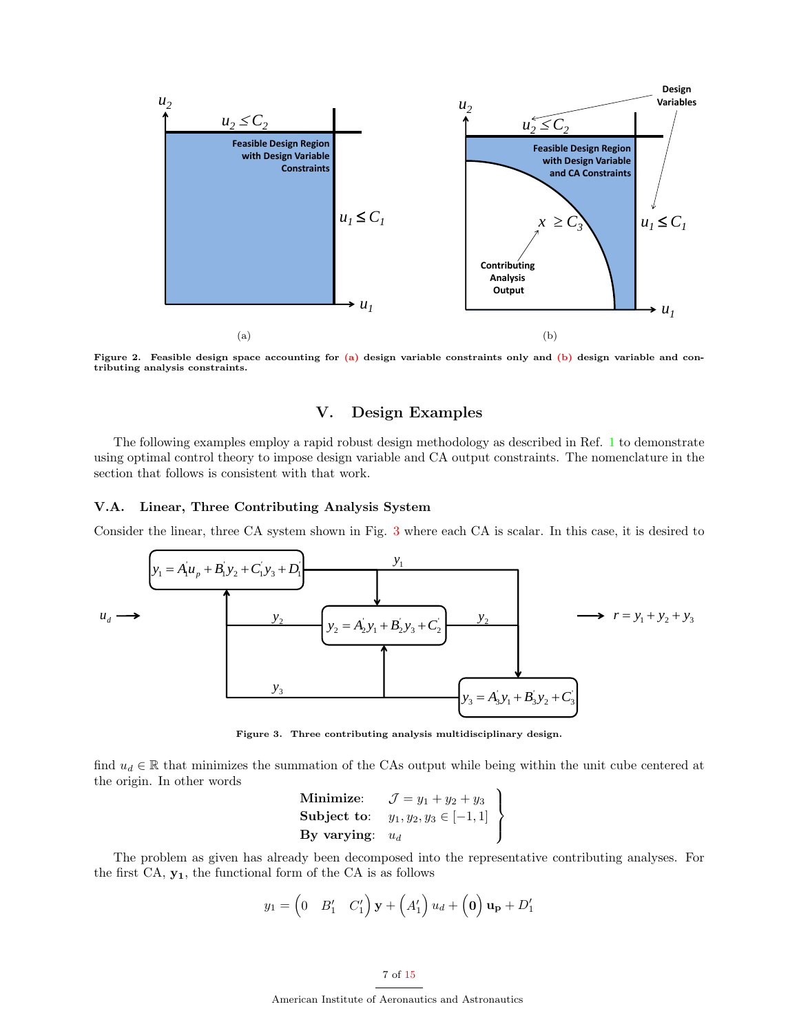Figure 2. Feasible design space accounting for (a) design variable constraints only and (b) design variable and contributing analysis constraints.

## V. Design Examples

The following examples employ a rapid robust design methodology as described in Ref. 1 to demonstrate using optimal control theory to impose design variable and CA output constraints. The nomenclature in the section that follows is consistent with that work.

### V.A. Linear, Three Contributing Analysis System

Consider the linear, three CA system shown in Fig. 3 where each CA is scalar. In this case, it is desired to

Figure 3. Three contributing analysis multidisciplinary design.

find $u_d \in \mathbb{R}$ that minimizes the summation of the CAs output while being within the unit cube centered at the origin. In other words

$$
\left.
\begin{array}{ll}
\textbf{Minimize:} & \mathcal{J} = y_1 + y_2 + y_3 \\
\textbf{Subject to:} & y_1, y_2, y_3 \in [-1, 1] \\
\textbf{By varying:} & u_d
\end{array}
\right\}
$$

The problem as given has already been decomposed into the representative contributing analyses. For the first CA, $\mathbf{y_1}$, the functional form of the CA is as follows

$$
y_1 = \begin{pmatrix} 0 & B_1' & C_1' \end{pmatrix} \mathbf{y} + \begin{pmatrix} A_1' \end{pmatrix} u_d + \begin{pmatrix} \mathbf{0} \end{pmatrix} \mathbf{u_p} + D_1'
$$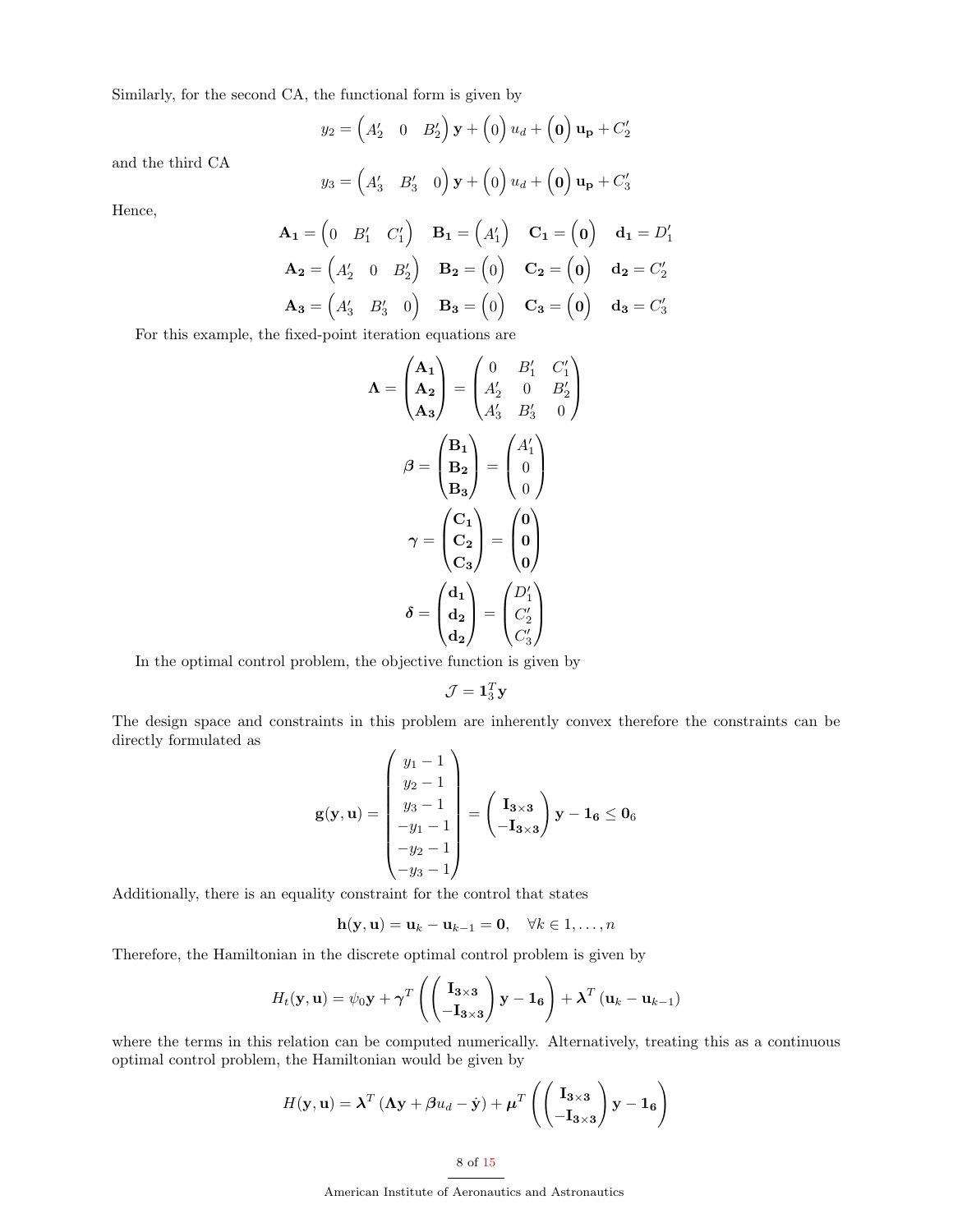Similarly, for the second CA, the functional form is given by

$$y_2 = \begin{pmatrix} A'_2 & 0 & B'_2 \end{pmatrix} \mathbf{y} + \begin{pmatrix} 0 \end{pmatrix} u_d + \begin{pmatrix} \mathbf{0} \end{pmatrix} \mathbf{u_p} + C'_2$$

and the third CA

$$y_3 = \begin{pmatrix} A'_3 & B'_3 & 0 \end{pmatrix} \mathbf{y} + \begin{pmatrix} 0 \end{pmatrix} u_d + \begin{pmatrix} \mathbf{0} \end{pmatrix} \mathbf{u_p} + C'_3$$

Hence,

$$\mathbf{A_1} = \begin{pmatrix} 0 & B'_1 & C'_1 \end{pmatrix} \quad \mathbf{B_1} = \begin{pmatrix} A'_1 \end{pmatrix} \quad \mathbf{C_1} = \begin{pmatrix} \mathbf{0} \end{pmatrix} \quad \mathbf{d_1} = D'_1$$

$$\mathbf{A_2} = \begin{pmatrix} A'_2 & 0 & B'_2 \end{pmatrix} \quad \mathbf{B_2} = \begin{pmatrix} 0 \end{pmatrix} \quad \mathbf{C_2} = \begin{pmatrix} \mathbf{0} \end{pmatrix} \quad \mathbf{d_2} = C'_2$$

$$\mathbf{A_3} = \begin{pmatrix} A'_3 & B'_3 & 0 \end{pmatrix} \quad \mathbf{B_3} = \begin{pmatrix} 0 \end{pmatrix} \quad \mathbf{C_3} = \begin{pmatrix} \mathbf{0} \end{pmatrix} \quad \mathbf{d_3} = C'_3$$

For this example, the fixed-point iteration equations are

$$\boldsymbol{\Lambda} = \begin{pmatrix} \mathbf{A_1} \\ \mathbf{A_2} \\ \mathbf{A_3} \end{pmatrix} = \begin{pmatrix} 0 & B'_1 & C'_1 \\ A'_2 & 0 & B'_2 \\ A'_3 & B'_3 & 0 \end{pmatrix}$$

$$\boldsymbol{\beta} = \begin{pmatrix} \mathbf{B_1} \\ \mathbf{B_2} \\ \mathbf{B_3} \end{pmatrix} = \begin{pmatrix} A'_1 \\ 0 \\ 0 \end{pmatrix}$$

$$\boldsymbol{\gamma} = \begin{pmatrix} \mathbf{C_1} \\ \mathbf{C_2} \\ \mathbf{C_3} \end{pmatrix} = \begin{pmatrix} \mathbf{0} \\ \mathbf{0} \\ \mathbf{0} \end{pmatrix}$$

$$\boldsymbol{\delta} = \begin{pmatrix} \mathbf{d_1} \\ \mathbf{d_2} \\ \mathbf{d_2} \end{pmatrix} = \begin{pmatrix} D'_1 \\ C'_2 \\ C'_3 \end{pmatrix}$$

In the optimal control problem, the objective function is given by

$$\mathcal{J} = \mathbf{1}_3^T \mathbf{y}$$

The design space and constraints in this problem are inherently convex therefore the constraints can be directly formulated as

$$\mathbf{g}(\mathbf{y}, \mathbf{u}) = \begin{pmatrix} y_1 - 1 \\ y_2 - 1 \\ y_3 - 1 \\ -y_1 - 1 \\ -y_2 - 1 \\ -y_3 - 1 \end{pmatrix} = \begin{pmatrix} \mathbf{I_{3\times3}} \\ -\mathbf{I_{3\times3}} \end{pmatrix} \mathbf{y} - \mathbf{1_6} \leq \mathbf{0}_6$$

Additionally, there is an equality constraint for the control that states

$$\mathbf{h}(\mathbf{y}, \mathbf{u}) = \mathbf{u}_k - \mathbf{u}_{k-1} = \mathbf{0}, \quad \forall k \in 1, \ldots, n$$

Therefore, the Hamiltonian in the discrete optimal control problem is given by

$$H_t(\mathbf{y}, \mathbf{u}) = \psi_0 \mathbf{y} + \boldsymbol{\gamma}^T \left( \begin{pmatrix} \mathbf{I_{3\times3}} \\ -\mathbf{I_{3\times3}} \end{pmatrix} \mathbf{y} - \mathbf{1_6} \right) + \boldsymbol{\lambda}^T \left( \mathbf{u}_k - \mathbf{u}_{k-1} \right)$$

where the terms in this relation can be computed numerically. Alternatively, treating this as a continuous optimal control problem, the Hamiltonian would be given by

$$H(\mathbf{y}, \mathbf{u}) = \boldsymbol{\lambda}^T \left( \boldsymbol{\Lambda} \mathbf{y} + \boldsymbol{\beta} u_d - \dot{\mathbf{y}} \right) + \boldsymbol{\mu}^T \left( \begin{pmatrix} \mathbf{I_{3\times3}} \\ -\mathbf{I_{3\times3}} \end{pmatrix} \mathbf{y} - \mathbf{1_6} \right)$$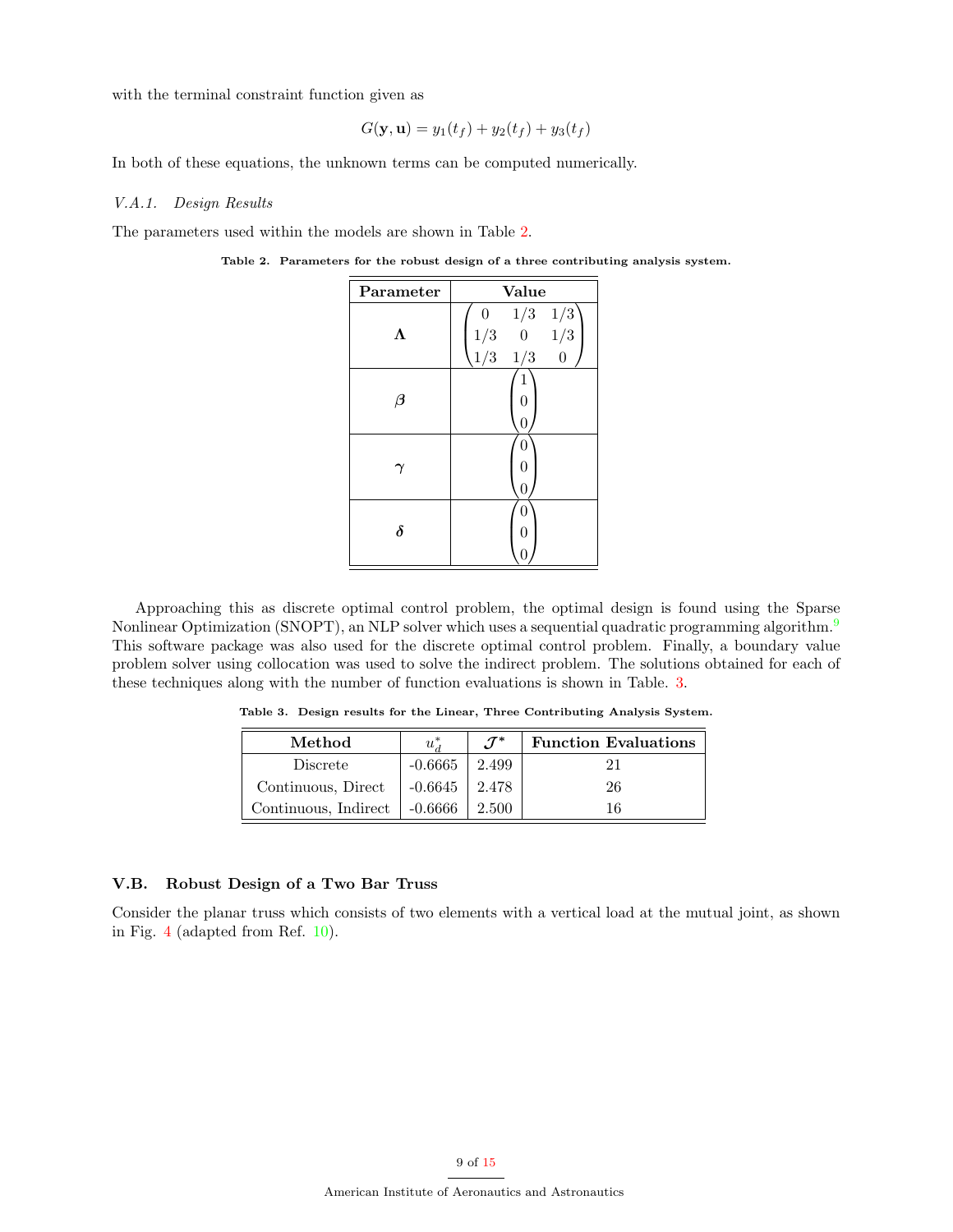with the terminal constraint function given as

$$G(\mathbf{y}, \mathbf{u}) = y_1(t_f) + y_2(t_f) + y_3(t_f)$$

In both of these equations, the unknown terms can be computed numerically.

#### V.A.1. Design Results

The parameters used within the models are shown in Table 2.

**Table 2. Parameters for the robust design of a three contributing analysis system.**

| Parameter | Value |
|---|---|
| $\boldsymbol{\Lambda}$ | $\begin{pmatrix} 0 & 1/3 & 1/3 \\ 1/3 & 0 & 1/3 \\ 1/3 & 1/3 & 0 \end{pmatrix}$ |
| $\boldsymbol{\beta}$ | $\begin{pmatrix} 1 \\ 0 \\ 0 \end{pmatrix}$ |
| $\boldsymbol{\gamma}$ | $\begin{pmatrix} 0 \\ 0 \\ 0 \end{pmatrix}$ |
| $\boldsymbol{\delta}$ | $\begin{pmatrix} 0 \\ 0 \\ 0 \end{pmatrix}$ |

Approaching this as discrete optimal control problem, the optimal design is found using the Sparse Nonlinear Optimization (SNOPT), an NLP solver which uses a sequential quadratic programming algorithm.[9] This software package was also used for the discrete optimal control problem. Finally, a boundary value problem solver using collocation was used to solve the indirect problem. The solutions obtained for each of these techniques along with the number of function evaluations is shown in Table. 3.

**Table 3. Design results for the Linear, Three Contributing Analysis System.**

| Method | $u_d^*$ | $\mathcal{J}^*$ | Function Evaluations |
|---|---|---|---|
| Discrete | -0.6665 | 2.499 | 21 |
| Continuous, Direct | -0.6645 | 2.478 | 26 |
| Continuous, Indirect | -0.6666 | 2.500 | 16 |

### V.B. Robust Design of a Two Bar Truss

Consider the planar truss which consists of two elements with a vertical load at the mutual joint, as shown in Fig. 4 (adapted from Ref. 10).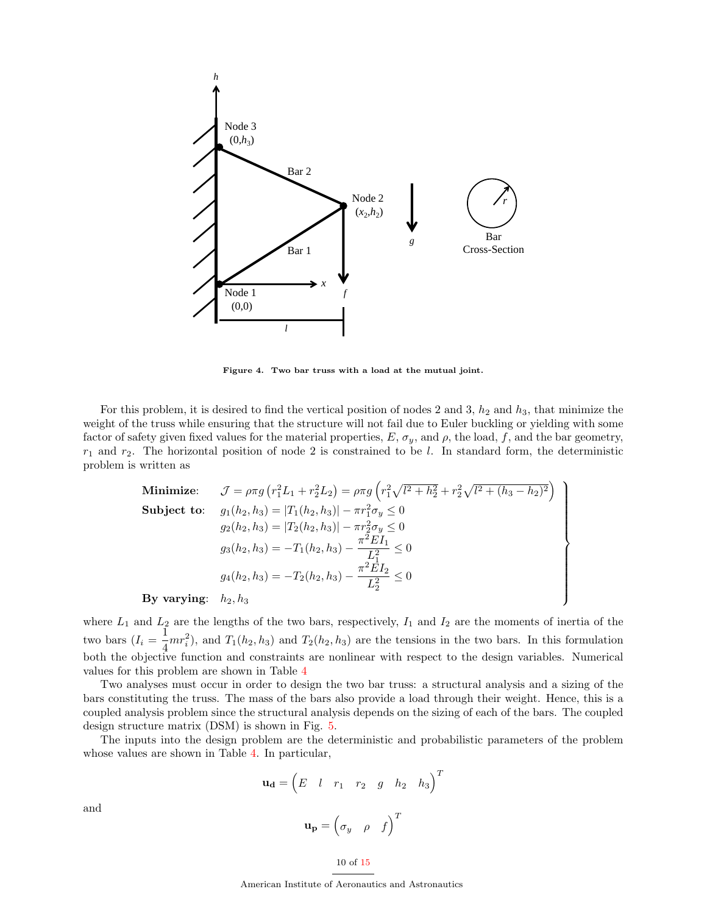Figure 4. Two bar truss with a load at the mutual joint.

For this problem, it is desired to find the vertical position of nodes 2 and 3, $h_2$ and $h_3$, that minimize the weight of the truss while ensuring that the structure will not fail due to Euler buckling or yielding with some factor of safety given fixed values for the material properties, $E$, $\sigma_y$, and $\rho$, the load, $f$, and the bar geometry, $r_1$ and $r_2$. The horizontal position of node 2 is constrained to be $l$. In standard form, the deterministic problem is written as

$$
\left.
\begin{array}{ll}
\textbf{Minimize}: & \mathcal{J} = \rho \pi g \left( r_1^2 L_1 + r_2^2 L_2 \right) = \rho \pi g \left( r_1^2 \sqrt{l^2 + h_2^2} + r_2^2 \sqrt{l^2 + (h_3 - h_2)^2} \right) \\
\textbf{Subject to}: & g_1(h_2, h_3) = |T_1(h_2, h_3)| - \pi r_1^2 \sigma_y \leq 0 \\
& g_2(h_2, h_3) = |T_2(h_2, h_3)| - \pi r_2^2 \sigma_y \leq 0 \\
& g_3(h_2, h_3) = -T_1(h_2, h_3) - \dfrac{\pi^2 E I_1}{L_1^2} \leq 0 \\
& g_4(h_2, h_3) = -T_2(h_2, h_3) - \dfrac{\pi^2 E I_2}{L_2^2} \leq 0 \\
\textbf{By varying}: & h_2, h_3
\end{array}
\right\}
$$

where $L_1$ and $L_2$ are the lengths of the two bars, respectively, $I_1$ and $I_2$ are the moments of inertia of the two bars ($I_i = \frac{1}{4} m r_i^2$), and $T_1(h_2, h_3)$ and $T_2(h_2, h_3)$ are the tensions in the two bars. In this formulation both the objective function and constraints are nonlinear with respect to the design variables. Numerical values for this problem are shown in Table 4

Two analyses must occur in order to design the two bar truss: a structural analysis and a sizing of the bars constituting the truss. The mass of the bars also provide a load through their weight. Hence, this is a coupled analysis problem since the structural analysis depends on the sizing of each of the bars. The coupled design structure matrix (DSM) is shown in Fig. 5.

The inputs into the design problem are the deterministic and probabilistic parameters of the problem whose values are shown in Table 4. In particular,

$$
\mathbf{u_d} = \begin{pmatrix} E & l & r_1 & r_2 & g & h_2 & h_3 \end{pmatrix}^T
$$

and

$$
\mathbf{u_p} = \begin{pmatrix} \sigma_y & \rho & f \end{pmatrix}^T
$$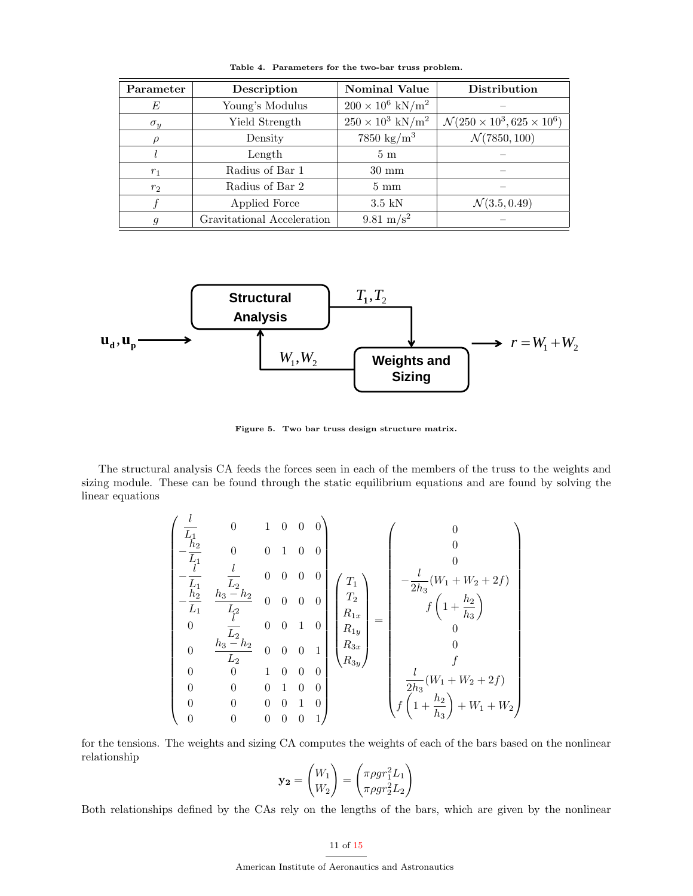Table 4. **Parameters for the two-bar truss problem.**

| Parameter | Description | Nominal Value | Distribution |
|---|---|---|---|
| $E$ | Young's Modulus | $200 \times 10^6$ kN/m$^2$ | – |
| $\sigma_y$ | Yield Strength | $250 \times 10^3$ kN/m$^2$ | $\mathcal{N}(250 \times 10^3, 625 \times 10^6)$ |
| $\rho$ | Density | 7850 kg/m$^3$ | $\mathcal{N}(7850, 100)$ |
| $l$ | Length | 5 m | – |
| $r_1$ | Radius of Bar 1 | 30 mm | – |
| $r_2$ | Radius of Bar 2 | 5 mm | – |
| $f$ | Applied Force | 3.5 kN | $\mathcal{N}(3.5, 0.49)$ |
| $g$ | Gravitational Acceleration | 9.81 m/s$^2$ | – |

**Figure 5. Two bar truss design structure matrix.**

The structural analysis CA feeds the forces seen in each of the members of the truss to the weights and sizing module. These can be found through the static equilibrium equations and are found by solving the linear equations

$$
\begin{pmatrix}
\frac{l}{L_1} & 0 & 1 & 0 & 0 & 0 \\
-\frac{h_2}{L_1} & 0 & 0 & 1 & 0 & 0 \\
-\frac{l}{L_1} & \frac{l}{L_2} & 0 & 0 & 0 & 0 \\
-\frac{h_2}{L_1} & \frac{h_3 - h_2}{L_2} & 0 & 0 & 0 & 0 \\
0 & \frac{l}{L_2} & 0 & 0 & 1 & 0 \\
0 & \frac{h_3 - h_2}{L_2} & 0 & 0 & 0 & 1 \\
0 & 0 & 1 & 0 & 0 & 0 \\
0 & 0 & 0 & 1 & 0 & 0 \\
0 & 0 & 0 & 0 & 1 & 0 \\
0 & 0 & 0 & 0 & 0 & 1
\end{pmatrix}
\begin{pmatrix}
T_1 \\ T_2 \\ R_{1x} \\ R_{1y} \\ R_{3x} \\ R_{3y}
\end{pmatrix}
=
\begin{pmatrix}
0 \\
0 \\
0 \\
-\frac{l}{2h_3}(W_1 + W_2 + 2f) \\
f\left(1 + \frac{h_2}{h_3}\right) \\
0 \\
0 \\
f \\
\frac{l}{2h_3}(W_1 + W_2 + 2f) \\
f\left(1 + \frac{h_2}{h_3}\right) + W_1 + W_2
\end{pmatrix}
$$

for the tensions. The weights and sizing CA computes the weights of each of the bars based on the nonlinear relationship

$$
\mathbf{y_2} = \begin{pmatrix} W_1 \\ W_2 \end{pmatrix} = \begin{pmatrix} \pi \rho g r_1^2 L_1 \\ \pi \rho g r_2^2 L_2 \end{pmatrix}
$$

Both relationships defined by the CAs rely on the lengths of the bars, which are given by the nonlinear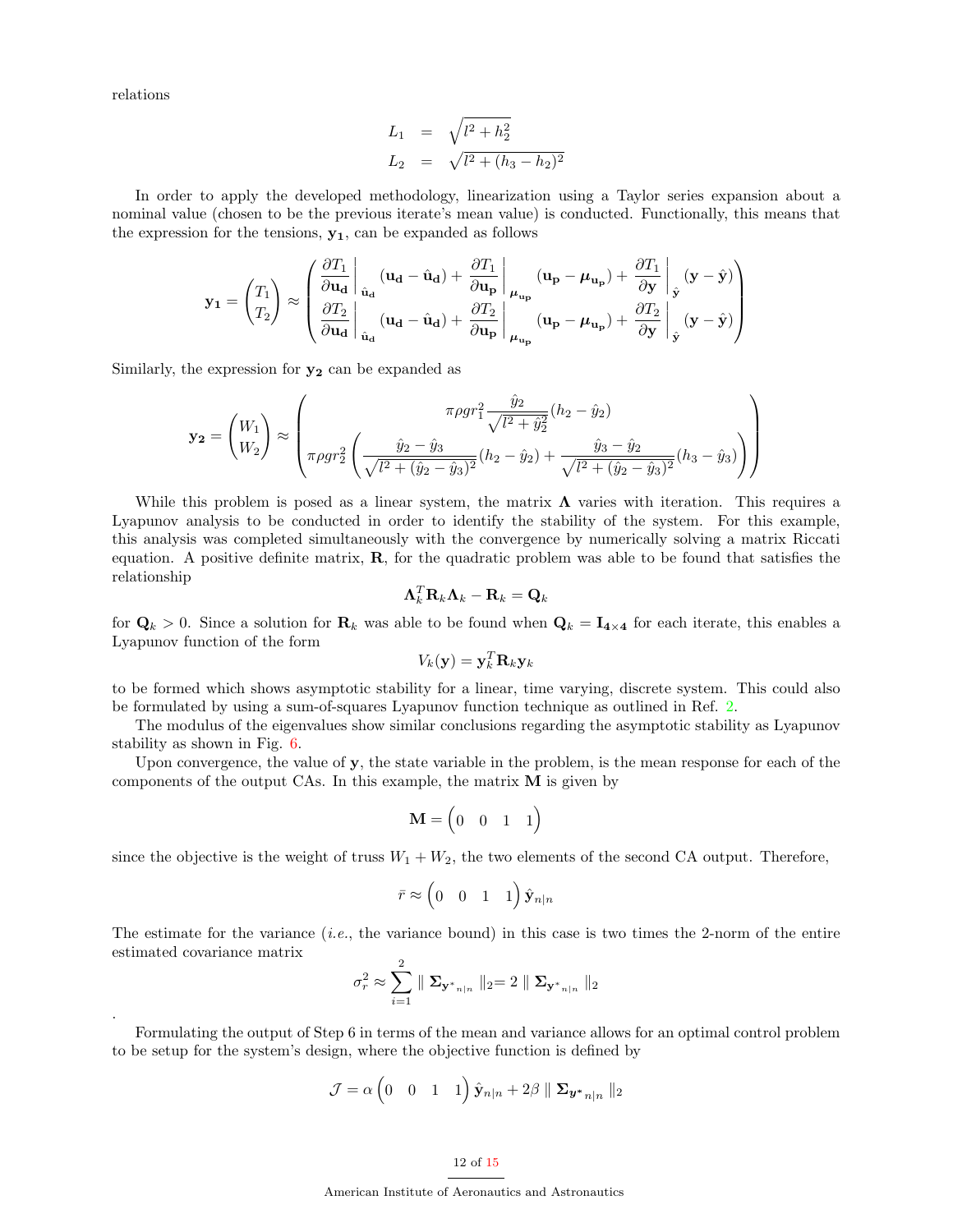relations

$$
\begin{aligned}
L_1 &= \sqrt{l^2 + h_2^2} \\
L_2 &= \sqrt{l^2 + (h_3 - h_2)^2}
\end{aligned}
$$

In order to apply the developed methodology, linearization using a Taylor series expansion about a nominal value (chosen to be the previous iterate's mean value) is conducted. Functionally, this means that the expression for the tensions, $\mathbf{y_1}$, can be expanded as follows

$$
\mathbf{y_1} = \begin{pmatrix} T_1 \\ T_2 \end{pmatrix} \approx \begin{pmatrix} \left.\dfrac{\partial T_1}{\partial \mathbf{u_d}}\right|_{\hat{\mathbf{u}}_\mathbf{d}} (\mathbf{u_d} - \hat{\mathbf{u}}_\mathbf{d}) + \left.\dfrac{\partial T_1}{\partial \mathbf{u_p}}\right|_{\boldsymbol{\mu}_{\mathbf{u_p}}} (\mathbf{u_p} - \boldsymbol{\mu}_{\mathbf{u_p}}) + \left.\dfrac{\partial T_1}{\partial \mathbf{y}}\right|_{\hat{\mathbf{y}}} (\mathbf{y} - \hat{\mathbf{y}}) \\ \left.\dfrac{\partial T_2}{\partial \mathbf{u_d}}\right|_{\hat{\mathbf{u}}_\mathbf{d}} (\mathbf{u_d} - \hat{\mathbf{u}}_\mathbf{d}) + \left.\dfrac{\partial T_2}{\partial \mathbf{u_p}}\right|_{\boldsymbol{\mu}_{\mathbf{u_p}}} (\mathbf{u_p} - \boldsymbol{\mu}_{\mathbf{u_p}}) + \left.\dfrac{\partial T_2}{\partial \mathbf{y}}\right|_{\hat{\mathbf{y}}} (\mathbf{y} - \hat{\mathbf{y}}) \end{pmatrix}
$$

Similarly, the expression for $\mathbf{y_2}$ can be expanded as

$$
\mathbf{y_2} = \begin{pmatrix} W_1 \\ W_2 \end{pmatrix} \approx \begin{pmatrix} \pi \rho g r_1^2 \dfrac{\hat{y}_2}{\sqrt{l^2 + \hat{y}_2^2}} (h_2 - \hat{y}_2) \\ \pi \rho g r_2^2 \left( \dfrac{\hat{y}_2 - \hat{y}_3}{\sqrt{l^2 + (\hat{y}_2 - \hat{y}_3)^2}} (h_2 - \hat{y}_2) + \dfrac{\hat{y}_3 - \hat{y}_2}{\sqrt{l^2 + (\hat{y}_2 - \hat{y}_3)^2}} (h_3 - \hat{y}_3) \right) \end{pmatrix}
$$

While this problem is posed as a linear system, the matrix $\mathbf{\Lambda}$ varies with iteration. This requires a Lyapunov analysis to be conducted in order to identify the stability of the system. For this example, this analysis was completed simultaneously with the convergence by numerically solving a matrix Riccati equation. A positive definite matrix, $\mathbf{R}$, for the quadratic problem was able to be found that satisfies the relationship

$$
\mathbf{\Lambda}_k^T \mathbf{R}_k \mathbf{\Lambda}_k - \mathbf{R}_k = \mathbf{Q}_k
$$

for $\mathbf{Q}_k > 0$. Since a solution for $\mathbf{R}_k$ was able to be found when $\mathbf{Q}_k = \mathbf{I_{4 \times 4}}$ for each iterate, this enables a Lyapunov function of the form

$$
V_k(\mathbf{y}) = \mathbf{y}_k^T \mathbf{R}_k \mathbf{y}_k
$$

to be formed which shows asymptotic stability for a linear, time varying, discrete system. This could also be formulated by using a sum-of-squares Lyapunov function technique as outlined in Ref. 2.

The modulus of the eigenvalues show similar conclusions regarding the asymptotic stability as Lyapunov stability as shown in Fig. 6.

Upon convergence, the value of $\mathbf{y}$, the state variable in the problem, is the mean response for each of the components of the output CAs. In this example, the matrix $\mathbf{M}$ is given by

$$
\mathbf{M} = \begin{pmatrix} 0 & 0 & 1 & 1 \end{pmatrix}
$$

since the objective is the weight of truss $W_1 + W_2$, the two elements of the second CA output. Therefore,

$$
\bar{r} \approx \begin{pmatrix} 0 & 0 & 1 & 1 \end{pmatrix} \hat{\mathbf{y}}_{n|n}
$$

The estimate for the variance (*i.e.*, the variance bound) in this case is two times the 2-norm of the entire estimated covariance matrix

$$
\sigma_r^2 \approx \sum_{i=1}^{2} \parallel \mathbf{\Sigma}_{\mathbf{y}^*{}_{n|n}} \parallel_2 = 2 \parallel \mathbf{\Sigma}_{\mathbf{y}^*{}_{n|n}} \parallel_2
$$

.

Formulating the output of Step 6 in terms of the mean and variance allows for an optimal control problem to be setup for the system's design, where the objective function is defined by

$$
\mathcal{J} = \alpha \begin{pmatrix} 0 & 0 & 1 & 1 \end{pmatrix} \hat{\mathbf{y}}_{n|n} + 2\beta \parallel \mathbf{\Sigma}_{\boldsymbol{y}^*{}_{n|n}} \parallel_2
$$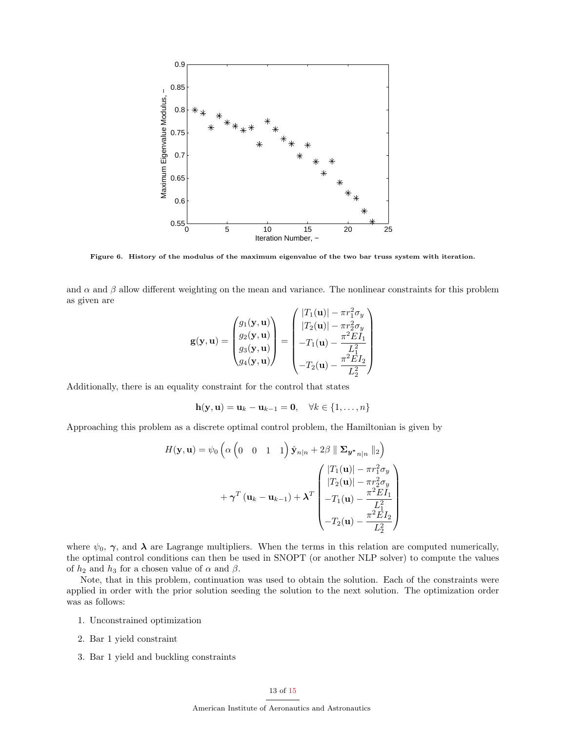Figure 6. History of the modulus of the maximum eigenvalue of the two bar truss system with iteration.

and $\alpha$ and $\beta$ allow different weighting on the mean and variance. The nonlinear constraints for this problem as given are

$$
\mathbf{g}(\mathbf{y}, \mathbf{u}) = \begin{pmatrix} g_1(\mathbf{y}, \mathbf{u}) \\ g_2(\mathbf{y}, \mathbf{u}) \\ g_3(\mathbf{y}, \mathbf{u}) \\ g_4(\mathbf{y}, \mathbf{u}) \end{pmatrix} = \begin{pmatrix} |T_1(\mathbf{u})| - \pi r_1^2 \sigma_y \\ |T_2(\mathbf{u})| - \pi r_2^2 \sigma_y \\ -T_1(\mathbf{u}) - \dfrac{\pi^2 E I_1}{L_1^2} \\ -T_2(\mathbf{u}) - \dfrac{\pi^2 E I_2}{L_2^2} \end{pmatrix}
$$

Additionally, there is an equality constraint for the control that states

$$
\mathbf{h}(\mathbf{y}, \mathbf{u}) = \mathbf{u}_k - \mathbf{u}_{k-1} = \mathbf{0}, \quad \forall k \in \{1, \ldots, n\}
$$

Approaching this problem as a discrete optimal control problem, the Hamiltonian is given by

$$
H(\mathbf{y}, \mathbf{u}) = \psi_0 \left( \alpha \begin{pmatrix} 0 & 0 & 1 & 1 \end{pmatrix} \hat{\mathbf{y}}_{n|n} + 2\beta \parallel \mathbf{\Sigma}_{\boldsymbol{y^*}_{n|n}} \parallel_2 \right) + \boldsymbol{\gamma}^T \left( \mathbf{u}_k - \mathbf{u}_{k-1} \right) + \boldsymbol{\lambda}^T \begin{pmatrix} |T_1(\mathbf{u})| - \pi r_1^2 \sigma_y \\ |T_2(\mathbf{u})| - \pi r_2^2 \sigma_y \\ -T_1(\mathbf{u}) - \dfrac{\pi^2 E I_1}{L_1^2} \\ -T_2(\mathbf{u}) - \dfrac{\pi^2 E I_2}{L_2^2} \end{pmatrix}
$$

where $\psi_0$, $\boldsymbol{\gamma}$, and $\boldsymbol{\lambda}$ are Lagrange multipliers. When the terms in this relation are computed numerically, the optimal control conditions can then be used in SNOPT (or another NLP solver) to compute the values of $h_2$ and $h_3$ for a chosen value of $\alpha$ and $\beta$.

Note, that in this problem, continuation was used to obtain the solution. Each of the constraints were applied in order with the prior solution seeding the solution to the next solution. The optimization order was as follows:

1. Unconstrained optimization
2. Bar 1 yield constraint
3. Bar 1 yield and buckling constraints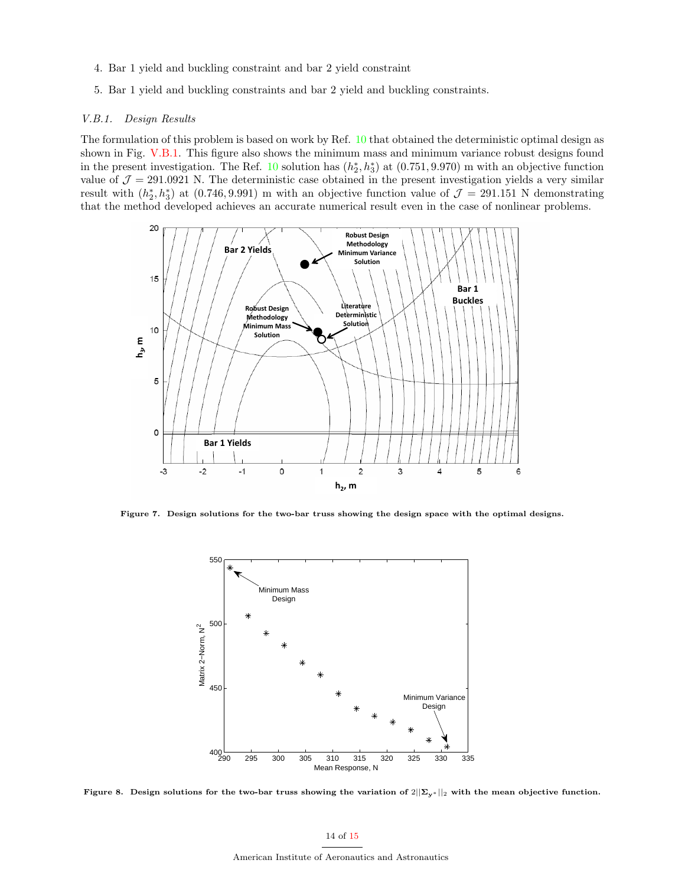4. Bar 1 yield and buckling constraint and bar 2 yield constraint
5. Bar 1 yield and buckling constraints and bar 2 yield and buckling constraints.

#### *V.B.1. Design Results*

The formulation of this problem is based on work by Ref. 10 that obtained the deterministic optimal design as shown in Fig. V.B.1. This figure also shows the minimum mass and minimum variance robust designs found in the present investigation. The Ref. 10 solution has $(h_2^*, h_3^*)$ at $(0.751, 9.970)$ m with an objective function value of $\mathcal{J} = 291.0921$ N. The deterministic case obtained in the present investigation yields a very similar result with $(h_2^*, h_3^*)$ at $(0.746, 9.991)$ m with an objective function value of $\mathcal{J} = 291.151$ N demonstrating that the method developed achieves an accurate numerical result even in the case of nonlinear problems.

**Figure 7. Design solutions for the two-bar truss showing the design space with the optimal designs.**

**Figure 8. Design solutions for the two-bar truss showing the variation of $2||\mathbf{\Sigma}_{\mathbf{y}^*}||_2$ with the mean objective function.**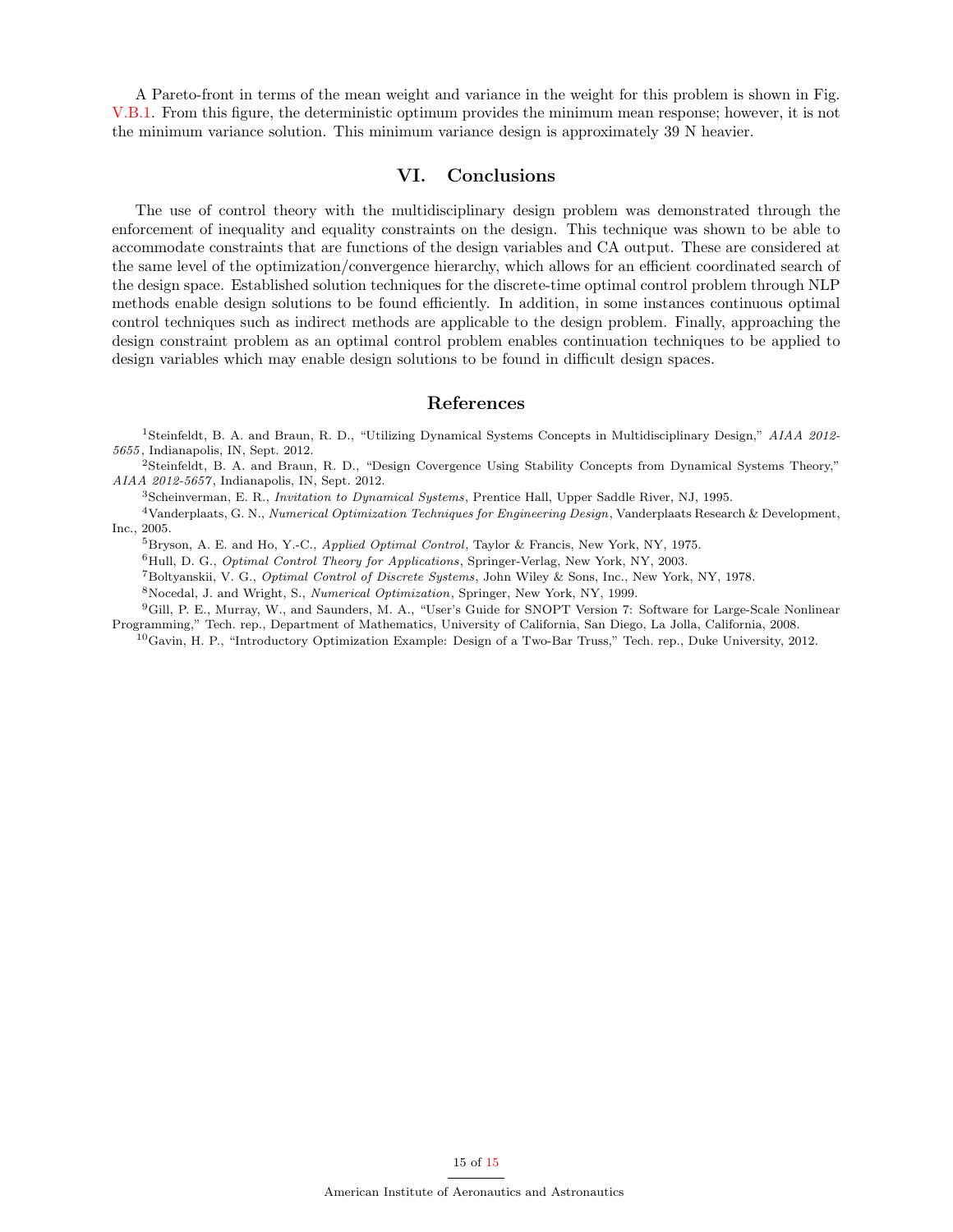A Pareto-front in terms of the mean weight and variance in the weight for this problem is shown in Fig. V.B.1. From this figure, the deterministic optimum provides the minimum mean response; however, it is not the minimum variance solution. This minimum variance design is approximately 39 N heavier.

## VI. Conclusions

The use of control theory with the multidisciplinary design problem was demonstrated through the enforcement of inequality and equality constraints on the design. This technique was shown to be able to accommodate constraints that are functions of the design variables and CA output. These are considered at the same level of the optimization/convergence hierarchy, which allows for an efficient coordinated search of the design space. Established solution techniques for the discrete-time optimal control problem through NLP methods enable design solutions to be found efficiently. In addition, in some instances continuous optimal control techniques such as indirect methods are applicable to the design problem. Finally, approaching the design constraint problem as an optimal control problem enables continuation techniques to be applied to design variables which may enable design solutions to be found in difficult design spaces.

## References

[1]Steinfeldt, B. A. and Braun, R. D., "Utilizing Dynamical Systems Concepts in Multidisciplinary Design," *AIAA 2012-5655*, Indianapolis, IN, Sept. 2012.

[2]Steinfeldt, B. A. and Braun, R. D., "Design Covergence Using Stability Concepts from Dynamical Systems Theory," *AIAA 2012-5657*, Indianapolis, IN, Sept. 2012.

[3]Scheinverman, E. R., *Invitation to Dynamical Systems*, Prentice Hall, Upper Saddle River, NJ, 1995.

[4]Vanderplaats, G. N., *Numerical Optimization Techniques for Engineering Design*, Vanderplaats Research & Development, Inc., 2005.

[5]Bryson, A. E. and Ho, Y.-C., *Applied Optimal Control*, Taylor & Francis, New York, NY, 1975.

[6]Hull, D. G., *Optimal Control Theory for Applications*, Springer-Verlag, New York, NY, 2003.

[7]Boltyanskii, V. G., *Optimal Control of Discrete Systems*, John Wiley & Sons, Inc., New York, NY, 1978.

[8]Nocedal, J. and Wright, S., *Numerical Optimization*, Springer, New York, NY, 1999.

[9]Gill, P. E., Murray, W., and Saunders, M. A., "User's Guide for SNOPT Version 7: Software for Large-Scale Nonlinear Programming," Tech. rep., Department of Mathematics, University of California, San Diego, La Jolla, California, 2008.

[10]Gavin, H. P., "Introductory Optimization Example: Design of a Two-Bar Truss," Tech. rep., Duke University, 2012.